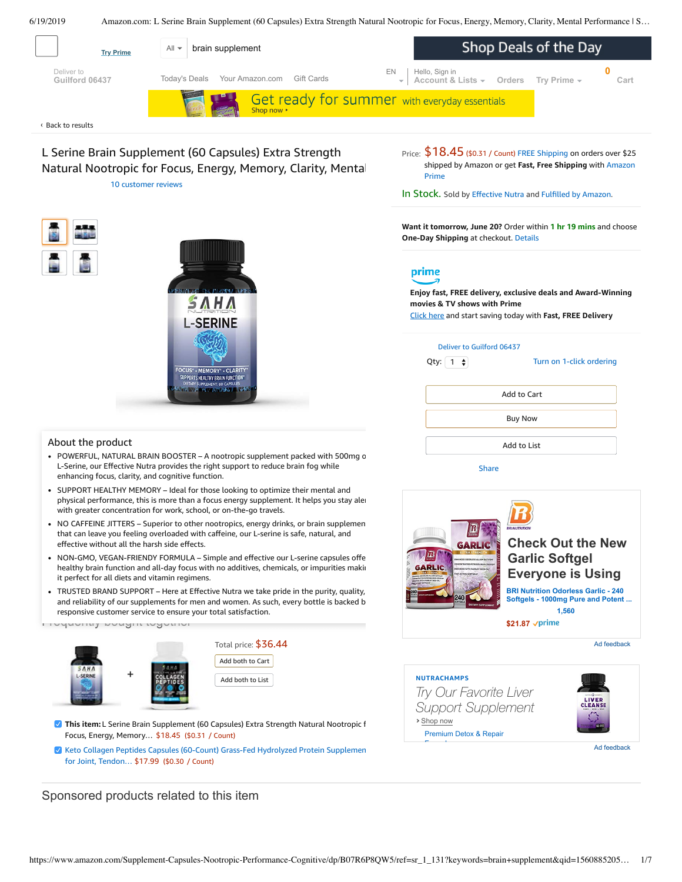Try Prime

All ▾ brain supplement

Shop Deals of the Day

Deliver to Guilford 06437

Today's Deals Your Amazon.com Gift Cards

EN Hello, Sign in Account & Lists ▾ Orders Try Prime ▾ 0 Cart

Get ready for summer with everyday essentials
Shop now ›

‹ Back to results

# L Serine Brain Supplement (60 Capsules) Extra Strength Natural Nootropic for Focus, Energy, Memory, Clarity, Mental

10 customer reviews

Price: $18.45 ($0.31 / Count) FREE Shipping on orders over $25 shipped by Amazon or get **Fast, Free Shipping** with Amazon Prime

In Stock. Sold by Effective Nutra and Fulfilled by Amazon.

**Want it tomorrow, June 20?** Order within **1 hr 19 mins** and choose **One-Day Shipping** at checkout. Details

prime

**Enjoy fast, FREE delivery, exclusive deals and Award-Winning movies & TV shows with Prime**
Click here and start saving today with **Fast, FREE Delivery**

Deliver to Guilford 06437

Qty: 1

Turn on 1-click ordering

Add to Cart

Buy Now

Add to List

Share

## About the product

- POWERFUL, NATURAL BRAIN BOOSTER – A nootropic supplement packed with 500mg o L-Serine, our Effective Nutra provides the right support to reduce brain fog while enhancing focus, clarity, and cognitive function.
- SUPPORT HEALTHY MEMORY – Ideal for those looking to optimize their mental and physical performance, this is more than a focus energy supplement. It helps you stay ale with greater concentration for work, school, or on-the-go travels.
- NO CAFFEINE JITTERS – Superior to other nootropics, energy drinks, or brain supplemen that can leave you feeling overloaded with caffeine, our L-serine is safe, natural, and effective without all the harsh side effects.
- NON-GMO, VEGAN-FRIENDY FORMULA – Simple and effective our L-serine capsules offe healthy brain function and all-day focus with no additives, chemicals, or impurities maki it perfect for all diets and vitamin regimens.
- TRUSTED BRAND SUPPORT – Here at Effective Nutra we take pride in the purity, quality, and reliability of our supplements for men and women. As such, every bottle is backed b responsive customer service to ensure your total satisfaction.

## Frequently bought together

Total price: $36.44

Add both to Cart

Add both to List

- **This item:** L Serine Brain Supplement (60 Capsules) Extra Strength Natural Nootropic f Focus, Energy, Memory… $18.45 ($0.31 / Count)
- Keto Collagen Peptides Capsules (60-Count) Grass-Fed Hydrolyzed Protein Supplemen for Joint, Tendon… $17.99 ($0.30 / Count)

**Check Out the New Garlic Softgel Everyone is Using**

BRI Nutrition Odorless Garlic - 240 Softgels - 1000mg Pure and Potent ...

1,560

$21.87 prime

Ad feedback

NUTRACHAMPS

*Try Our Favorite Liver Support Supplement*

› Shop now

Premium Detox & Repair

Ad feedback

## Sponsored products related to this item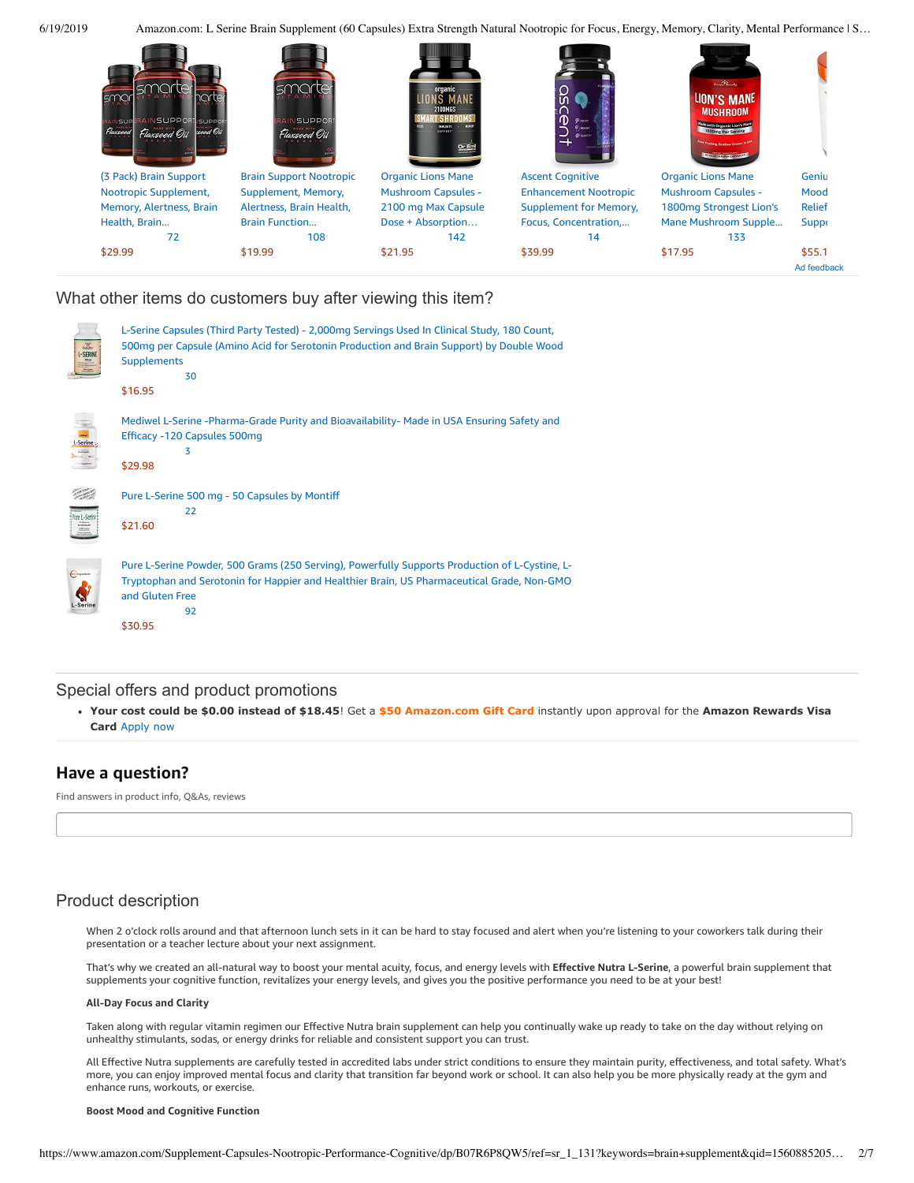(3 Pack) Brain Support Nootropic Supplement, Memory, Alertness, Brain Health, Brain... 72 $29.99

Brain Support Nootropic Supplement, Memory, Alertness, Brain Health, Brain Function... 108 $19.99

Organic Lions Mane Mushroom Capsules - 2100 mg Max Capsule Dose + Absorption... 142 $21.95

Ascent Cognitive Enhancement Nootropic Supplement for Memory, Focus, Concentration,... 14 $39.99

Organic Lions Mane Mushroom Capsules - 1800mg Strongest Lion's Mane Mushroom Supple... 133 $17.95

Geniu Mood Relief Supp $55.1

Ad feedback

## What other items do customers buy after viewing this item?

L-Serine Capsules (Third Party Tested) - 2,000mg Servings Used In Clinical Study, 180 Count, 500mg per Capsule (Amino Acid for Serotonin Production and Brain Support) by Double Wood Supplements
30
$16.95

Mediwel L-Serine -Pharma-Grade Purity and Bioavailability- Made in USA Ensuring Safety and Efficacy -120 Capsules 500mg
3
$29.98

Pure L-Serine 500 mg - 50 Capsules by Montiff
22
$21.60

Pure L-Serine Powder, 500 Grams (250 Serving), Powerfully Supports Production of L-Cystine, L-Tryptophan and Serotonin for Happier and Healthier Brain, US Pharmaceutical Grade, Non-GMO and Gluten Free
92
$30.95

## Special offers and product promotions

- **Your cost could be $0.00 instead of $18.45**! Get a **$50 Amazon.com Gift Card** instantly upon approval for the **Amazon Rewards Visa Card** Apply now

## Have a question?

Find answers in product info, Q&As, reviews

## Product description

When 2 o'clock rolls around and that afternoon lunch sets in it can be hard to stay focused and alert when you're listening to your coworkers talk during their presentation or a teacher lecture about your next assignment.

That's why we created an all-natural way to boost your mental acuity, focus, and energy levels with **Effective Nutra L-Serine**, a powerful brain supplement that supplements your cognitive function, revitalizes your energy levels, and gives you the positive performance you need to be at your best!

**All-Day Focus and Clarity**

Taken along with regular vitamin regimen our Effective Nutra brain supplement can help you continually wake up ready to take on the day without relying on unhealthy stimulants, sodas, or energy drinks for reliable and consistent support you can trust.

All Effective Nutra supplements are carefully tested in accredited labs under strict conditions to ensure they maintain purity, effectiveness, and total safety. What's more, you can enjoy improved mental focus and clarity that transition far beyond work or school. It can also help you be more physically ready at the gym and enhance runs, workouts, or exercise.

**Boost Mood and Cognitive Function**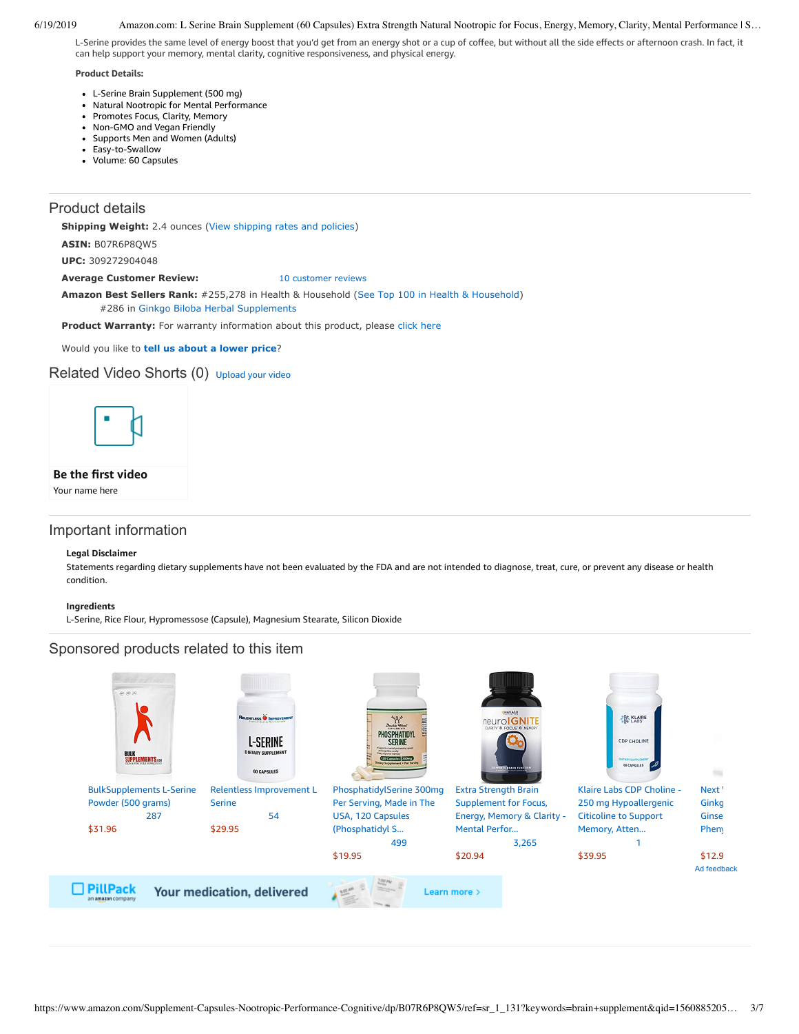L-Serine provides the same level of energy boost that you'd get from an energy shot or a cup of coffee, but without all the side effects or afternoon crash. In fact, it can help support your memory, mental clarity, cognitive responsiveness, and physical energy.

**Product Details:**

- L-Serine Brain Supplement (500 mg)
- Natural Nootropic for Mental Performance
- Promotes Focus, Clarity, Memory
- Non-GMO and Vegan Friendly
- Supports Men and Women (Adults)
- Easy-to-Swallow
- Volume: 60 Capsules

## Product details

**Shipping Weight:** 2.4 ounces (View shipping rates and policies)

**ASIN:** B07R6P8QW5

**UPC:** 309272904048

**Average Customer Review:** 10 customer reviews

**Amazon Best Sellers Rank:** #255,278 in Health & Household (See Top 100 in Health & Household)
#286 in Ginkgo Biloba Herbal Supplements

**Product Warranty:** For warranty information about this product, please click here

Would you like to **tell us about a lower price**?

## Related Video Shorts (0) Upload your video

**Be the first video**

Your name here

## Important information

**Legal Disclaimer**

Statements regarding dietary supplements have not been evaluated by the FDA and are not intended to diagnose, treat, cure, or prevent any disease or health condition.

**Ingredients**

L-Serine, Rice Flour, Hypromessose (Capsule), Magnesium Stearate, Silicon Dioxide

## Sponsored products related to this item

- BulkSupplements L-Serine Powder (500 grams) — 287 — $31.96
- Relentless Improvement L Serine — 54 — $29.95
- PhosphatidylSerine 300mg Per Serving, Made in The USA, 120 Capsules (Phosphatidyl S... — 499 — $19.95
- Extra Strength Brain Supplement for Focus, Energy, Memory & Clarity - Mental Perfor... — 3,265 — $20.94
- Klaire Labs CDP Choline - 250 mg Hypoallergenic Citicoline to Support Memory, Atten... — 1 — $39.95
- Next Ginkg Ginse Pheny — $12.9

Ad feedback

PillPack an amazon company — Your medication, delivered — Learn more ›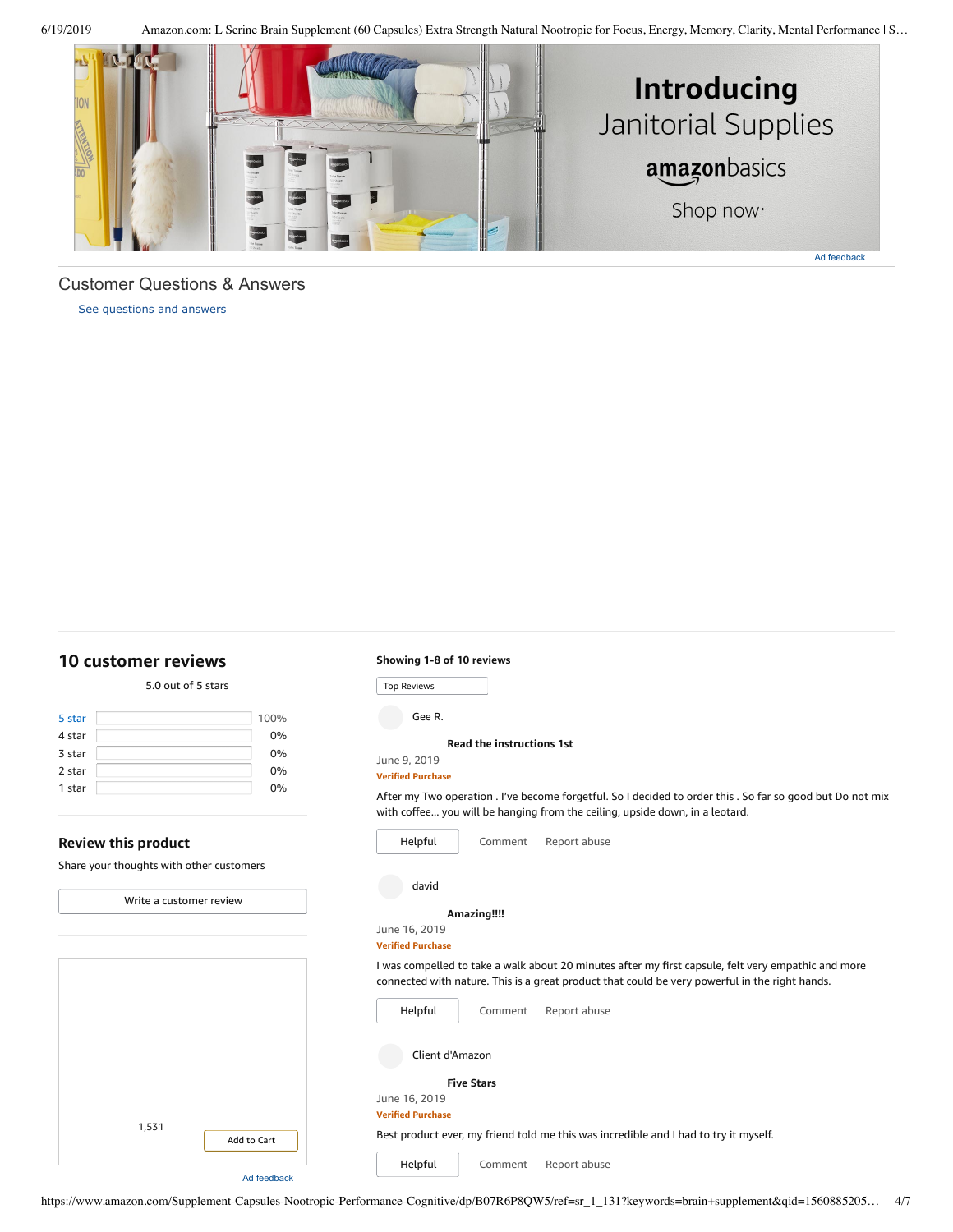Introducing
Janitorial Supplies
amazonbasics
Shop now

Ad feedback

## Customer Questions & Answers

See questions and answers

## 10 customer reviews

5.0 out of 5 stars

| | |
|---|---|
| 5 star | 100% |
| 4 star | 0% |
| 3 star | 0% |
| 2 star | 0% |
| 1 star | 0% |

### Review this product

Share your thoughts with other customers

Write a customer review

1,531

Add to Cart

Ad feedback

**Showing 1-8 of 10 reviews**

Top Reviews

Gee R.

**Read the instructions 1st**

June 9, 2019

**Verified Purchase**

After my Two operation . I've become forgetful. So I decided to order this . So far so good but Do not mix with coffee... you will be hanging from the ceiling, upside down, in a leotard.

Helpful Comment Report abuse

david

**Amazing!!!!**

June 16, 2019

**Verified Purchase**

I was compelled to take a walk about 20 minutes after my first capsule, felt very empathic and more connected with nature. This is a great product that could be very powerful in the right hands.

Helpful Comment Report abuse

Client d'Amazon

**Five Stars**

June 16, 2019

**Verified Purchase**

Best product ever, my friend told me this was incredible and I had to try it myself.

Helpful Comment Report abuse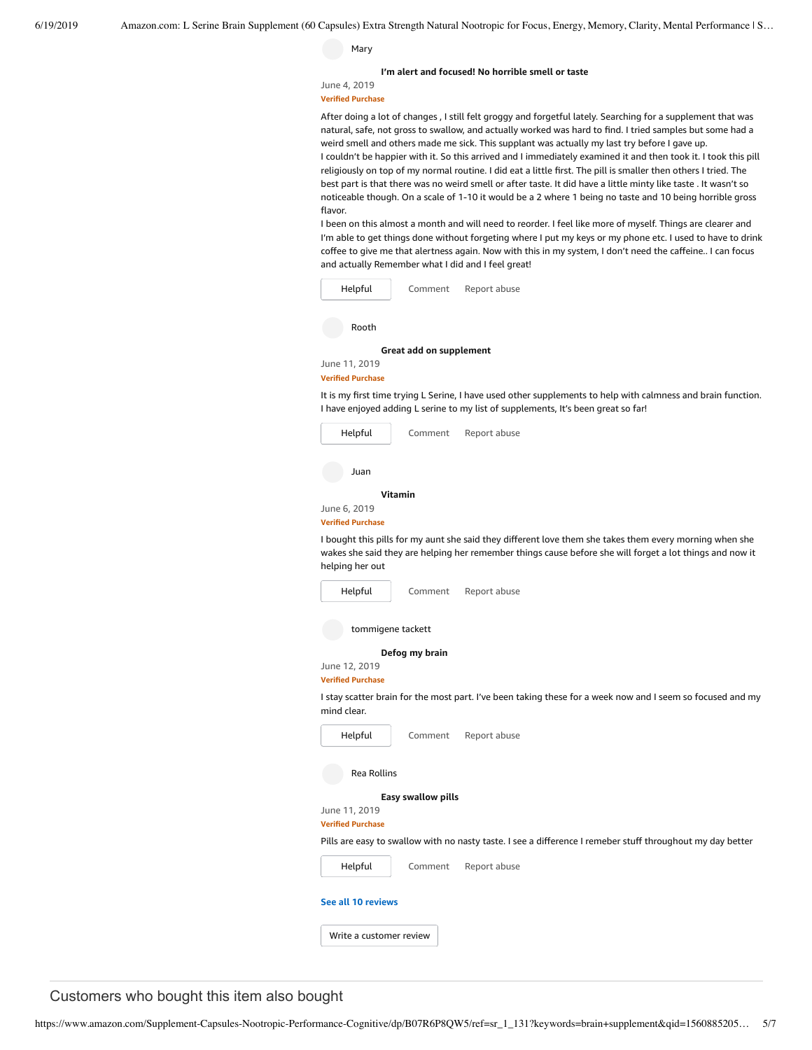Mary

**I'm alert and focused! No horrible smell or taste**

June 4, 2019

**Verified Purchase**

After doing a lot of changes , I still felt groggy and forgetful lately. Searching for a supplement that was natural, safe, not gross to swallow, and actually worked was hard to find. I tried samples but some had a weird smell and others made me sick. This supplant was actually my last try before I gave up.
I couldn't be happier with it. So this arrived and I immediately examined it and then took it. I took this pill religiously on top of my normal routine. I did eat a little first. The pill is smaller then others I tried. The best part is that there was no weird smell or after taste. It did have a little minty like taste . It wasn't so noticeable though. On a scale of 1-10 it would be a 2 where 1 being no taste and 10 being horrible gross flavor.
I been on this almost a month and will need to reorder. I feel like more of myself. Things are clearer and I'm able to get things done without forgeting where I put my keys or my phone etc. I used to have to drink coffee to give me that alertness again. Now with this in my system, I don't need the caffeine.. I can focus and actually Remember what I did and I feel great!

Helpful | Comment | Report abuse

Rooth

**Great add on supplement**

June 11, 2019

**Verified Purchase**

It is my first time trying L Serine, I have used other supplements to help with calmness and brain function. I have enjoyed adding L serine to my list of supplements, It's been great so far!

Helpful | Comment | Report abuse

Juan

**Vitamin**

June 6, 2019

**Verified Purchase**

I bought this pills for my aunt she said they different love them she takes them every morning when she wakes she said they are helping her remember things cause before she will forget a lot things and now it helping her out

Helpful | Comment | Report abuse

tommigene tackett

**Defog my brain**

June 12, 2019

**Verified Purchase**

I stay scatter brain for the most part. I've been taking these for a week now and I seem so focused and my mind clear.

Helpful | Comment | Report abuse

Rea Rollins

**Easy swallow pills**

June 11, 2019

**Verified Purchase**

Pills are easy to swallow with no nasty taste. I see a difference I remeber stuff throughout my day better

Helpful | Comment | Report abuse

See all 10 reviews

Write a customer review

## Customers who bought this item also bought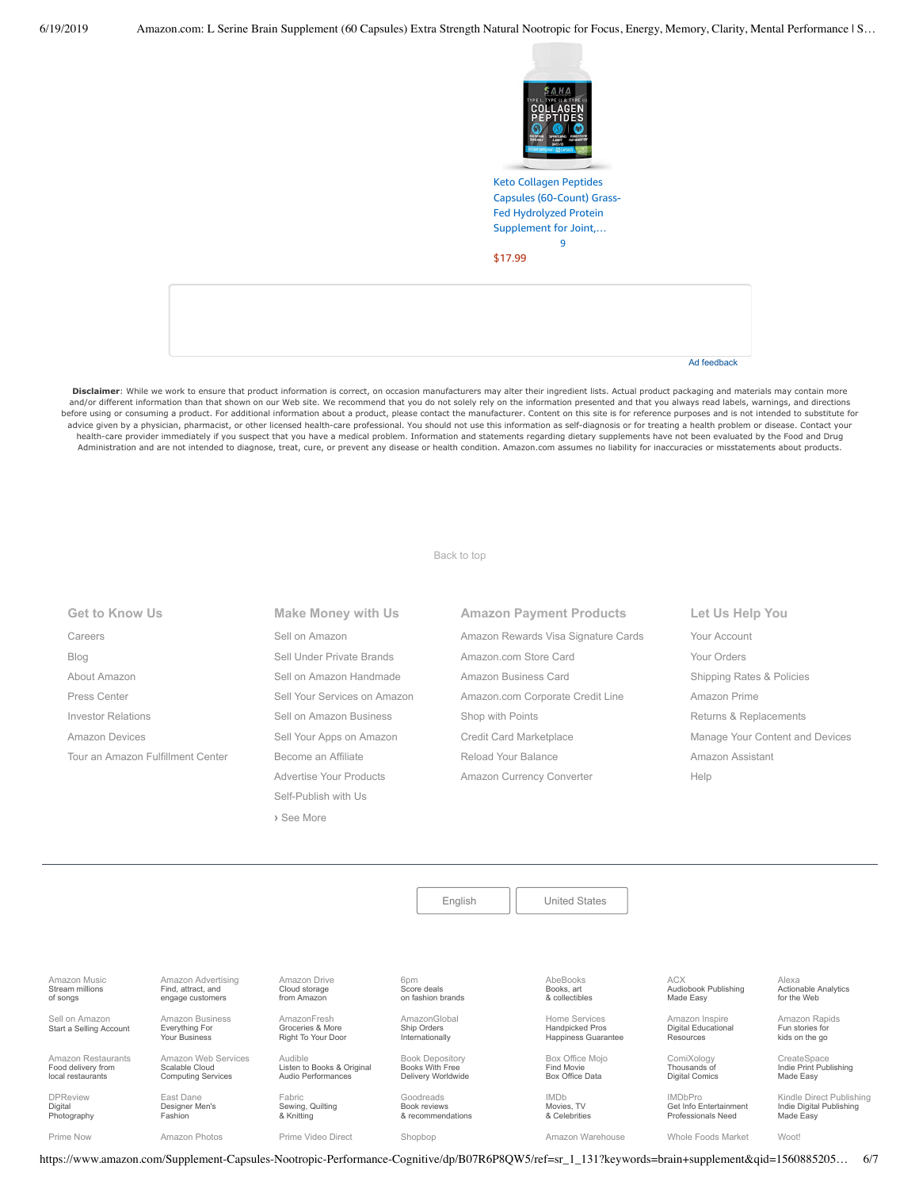Keto Collagen Peptides Capsules (60-Count) Grass-Fed Hydrolyzed Protein Supplement for Joint,…

9

$17.99

Ad feedback

**Disclaimer**: While we work to ensure that product information is correct, on occasion manufacturers may alter their ingredient lists. Actual product packaging and materials may contain more and/or different information than that shown on our Web site. We recommend that you do not solely rely on the information presented and that you always read labels, warnings, and directions before using or consuming a product. For additional information about a product, please contact the manufacturer. Content on this site is for reference purposes and is not intended to substitute for advice given by a physician, pharmacist, or other licensed health-care professional. You should not use this information as self-diagnosis or for treating a health problem or disease. Contact your health-care provider immediately if you suspect that you have a medical problem. Information and statements regarding dietary supplements have not been evaluated by the Food and Drug Administration and are not intended to diagnose, treat, cure, or prevent any disease or health condition. Amazon.com assumes no liability for inaccuracies or misstatements about products.

Back to top

### Get to Know Us

- Careers
- Blog
- About Amazon
- Press Center
- Investor Relations
- Amazon Devices
- Tour an Amazon Fulfillment Center

### Make Money with Us

- Sell on Amazon
- Sell Under Private Brands
- Sell on Amazon Handmade
- Sell Your Services on Amazon
- Sell on Amazon Business
- Sell Your Apps on Amazon
- Become an Affiliate
- Advertise Your Products
- Self-Publish with Us
- › See More

### Amazon Payment Products

- Amazon Rewards Visa Signature Cards
- Amazon.com Store Card
- Amazon Business Card
- Amazon.com Corporate Credit Line
- Shop with Points
- Credit Card Marketplace
- Reload Your Balance
- Amazon Currency Converter

### Let Us Help You

- Your Account
- Your Orders
- Shipping Rates & Policies
- Amazon Prime
- Returns & Replacements
- Manage Your Content and Devices
- Amazon Assistant
- Help

English | United States

| | | | | | | |
|---|---|---|---|---|---|---|
| Amazon Music Stream millions of songs | Amazon Advertising Find, attract, and engage customers | Amazon Drive Cloud storage from Amazon | 6pm Score deals on fashion brands | AbeBooks Books, art & collectibles | ACX Audiobook Publishing Made Easy | Alexa Actionable Analytics for the Web |
| Sell on Amazon Start a Selling Account | Amazon Business Everything For Your Business | AmazonFresh Groceries & More Right To Your Door | AmazonGlobal Ship Orders Internationally | Home Services Handpicked Pros Happiness Guarantee | Amazon Inspire Digital Educational Resources | Amazon Rapids Fun stories for kids on the go |
| Amazon Restaurants Food delivery from local restaurants | Amazon Web Services Scalable Cloud Computing Services | Audible Listen to Books & Original Audio Performances | Book Depository Books With Free Delivery Worldwide | Box Office Mojo Find Movie Box Office Data | ComiXology Thousands of Digital Comics | CreateSpace Indie Print Publishing Made Easy |
| DPReview Digital Photography | East Dane Designer Men's Fashion | Fabric Sewing, Quilting & Knitting | Goodreads Book reviews & recommendations | IMDb Movies, TV & Celebrities | IMDbPro Get Info Entertainment Professionals Need | Kindle Direct Publishing Indie Digital Publishing Made Easy |
| Prime Now | Amazon Photos | Prime Video Direct | Shopbop | Amazon Warehouse | Whole Foods Market | Woot! |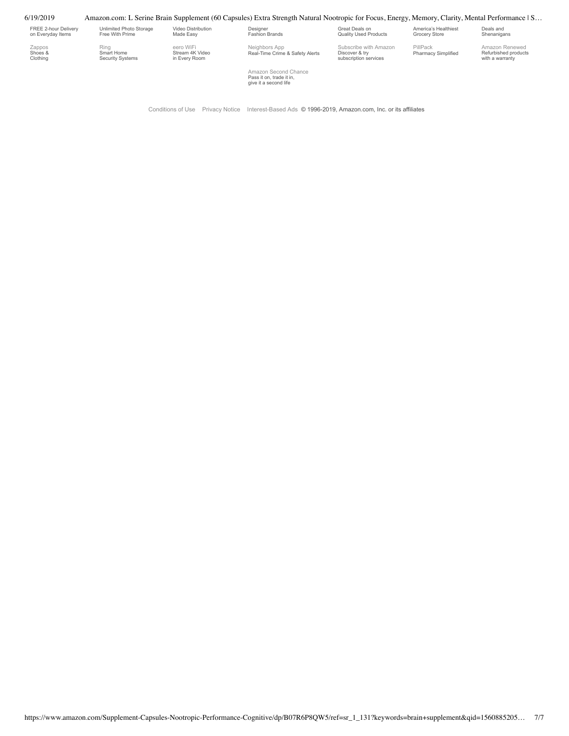| | | | | | | |
|---|---|---|---|---|---|---|
| FREE 2-hour Delivery on Everyday Items | Unlimited Photo Storage Free With Prime | Video Distribution Made Easy | Designer Fashion Brands | Great Deals on Quality Used Products | America's Healthiest Grocery Store | Deals and Shenanigans |
| Zappos Shoes & Clothing | Ring Smart Home Security Systems | eero WiFi Stream 4K Video in Every Room | Neighbors App Real-Time Crime & Safety Alerts | Subscribe with Amazon Discover & try subscription services | PillPack Pharmacy Simplified | Amazon Renewed Refurbished products with a warranty |
| | | | Amazon Second Chance Pass it on, trade it in, give it a second life | | | |

Conditions of Use Privacy Notice Interest-Based Ads © 1996-2019, Amazon.com, Inc. or its affiliates